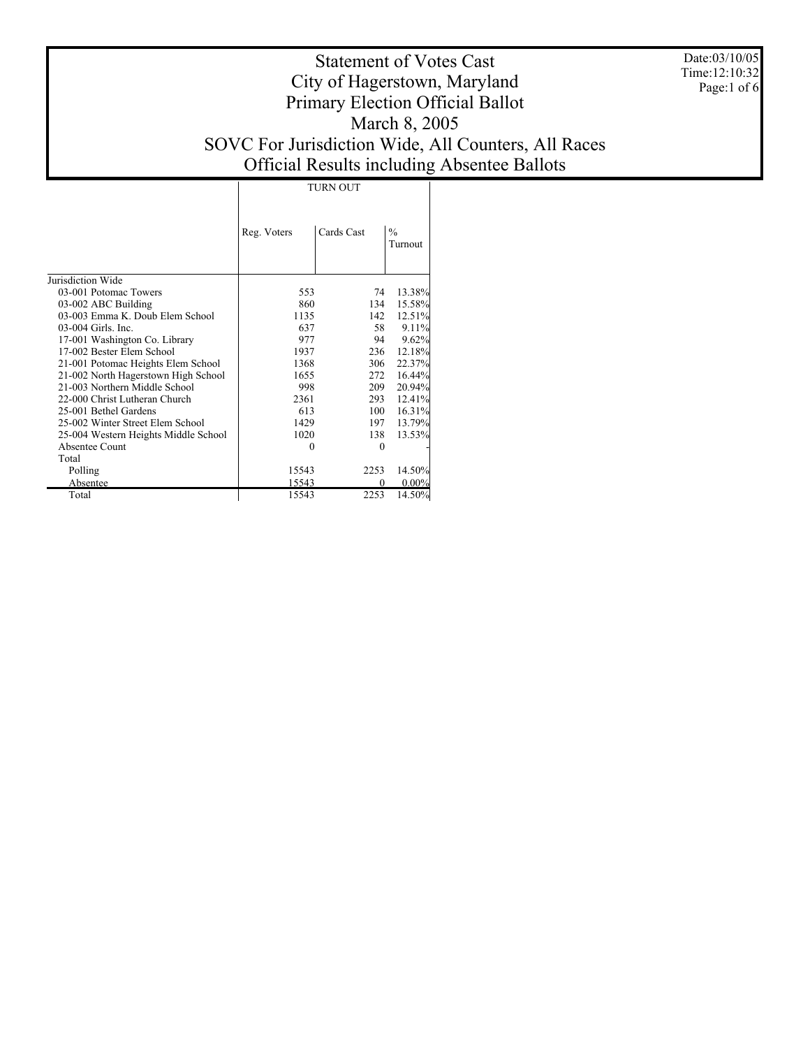# Statement of Votes Cast
## City of Hagerstown, Maryland
## Primary Election Official Ballot
## March 8, 2005
## SOVC For Jurisdiction Wide, All Counters, All Races
## Official Results including Absentee Ballots

Date:03/10/05
Time:12:10:32

| | TURN OUT | | |
|---|---|---|---|
| | Reg. Voters | Cards Cast | % Turnout |
| Jurisdiction Wide | | | |
| 03-001 Potomac Towers | 553 | 74 | 13.38% |
| 03-002 ABC Building | 860 | 134 | 15.58% |
| 03-003 Emma K. Doub Elem School | 1135 | 142 | 12.51% |
| 03-004 Girls. Inc. | 637 | 58 | 9.11% |
| 17-001 Washington Co. Library | 977 | 94 | 9.62% |
| 17-002 Bester Elem School | 1937 | 236 | 12.18% |
| 21-001 Potomac Heights Elem School | 1368 | 306 | 22.37% |
| 21-002 North Hagerstown High School | 1655 | 272 | 16.44% |
| 21-003 Northern Middle School | 998 | 209 | 20.94% |
| 22-000 Christ Lutheran Church | 2361 | 293 | 12.41% |
| 25-001 Bethel Gardens | 613 | 100 | 16.31% |
| 25-002 Winter Street Elem School | 1429 | 197 | 13.79% |
| 25-004 Western Heights Middle School | 1020 | 138 | 13.53% |
| Absentee Count | 0 | 0 | - |
| Total | | | |
| Polling | 15543 | 2253 | 14.50% |
| Absentee | 15543 | 0 | 0.00% |
| Total | 15543 | 2253 | 14.50% |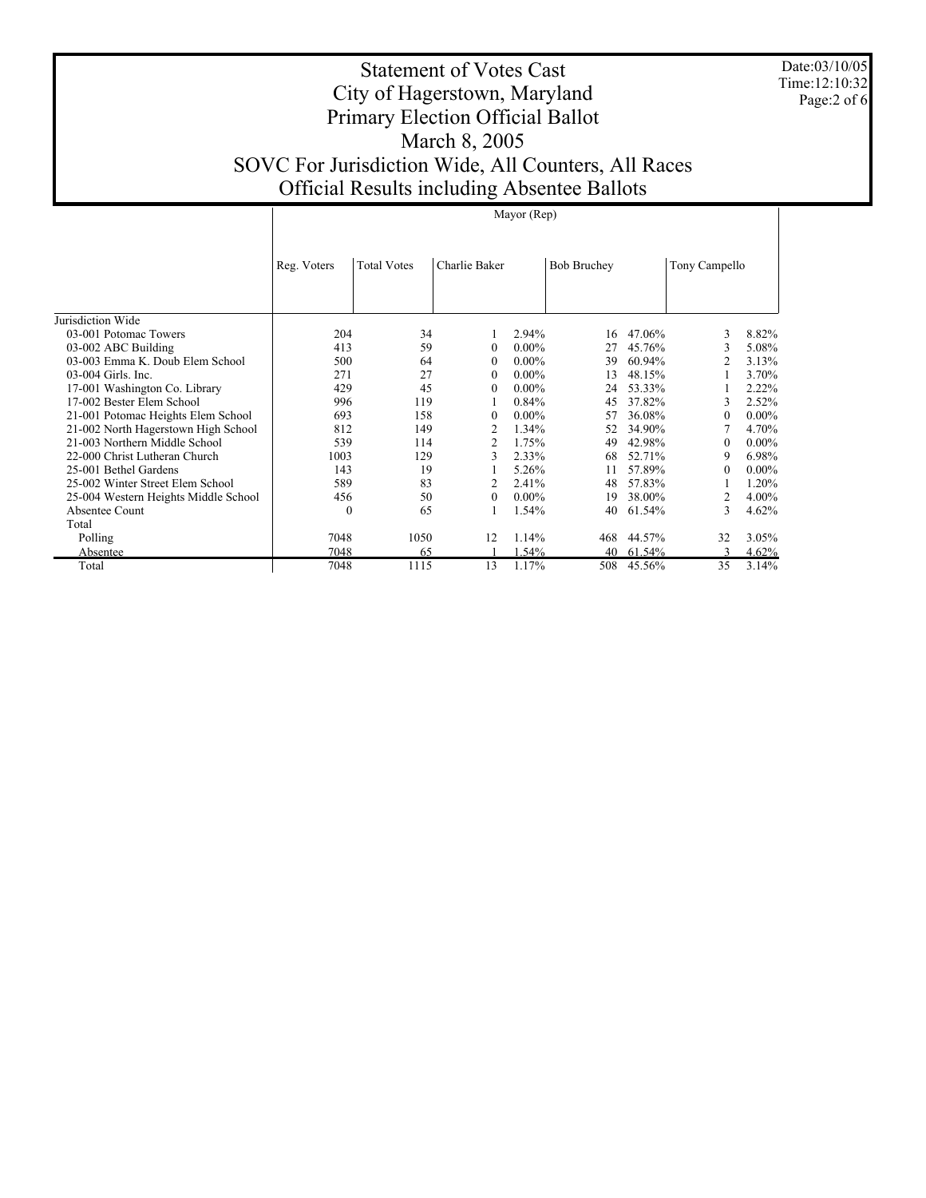# Statement of Votes Cast
## City of Hagerstown, Maryland
## Primary Election Official Ballot
## March 8, 2005
## SOVC For Jurisdiction Wide, All Counters, All Races
## Official Results including Absentee Ballots

Date:03/10/05
Time:12:10:32

| | Mayor (Rep) | | | | | | | |
|---|---|---|---|---|---|---|---|---|
| | Reg. Voters | Total Votes | Charlie Baker | | Bob Bruchey | | Tony Campello | |
| Jurisdiction Wide | | | | | | | | |
| 03-001 Potomac Towers | 204 | 34 | 1 | 2.94% | 16 | 47.06% | 3 | 8.82% |
| 03-002 ABC Building | 413 | 59 | 0 | 0.00% | 27 | 45.76% | 3 | 5.08% |
| 03-003 Emma K. Doub Elem School | 500 | 64 | 0 | 0.00% | 39 | 60.94% | 2 | 3.13% |
| 03-004 Girls. Inc. | 271 | 27 | 0 | 0.00% | 13 | 48.15% | 1 | 3.70% |
| 17-001 Washington Co. Library | 429 | 45 | 0 | 0.00% | 24 | 53.33% | 1 | 2.22% |
| 17-002 Bester Elem School | 996 | 119 | 1 | 0.84% | 45 | 37.82% | 3 | 2.52% |
| 21-001 Potomac Heights Elem School | 693 | 158 | 0 | 0.00% | 57 | 36.08% | 0 | 0.00% |
| 21-002 North Hagerstown High School | 812 | 149 | 2 | 1.34% | 52 | 34.90% | 7 | 4.70% |
| 21-003 Northern Middle School | 539 | 114 | 2 | 1.75% | 49 | 42.98% | 0 | 0.00% |
| 22-000 Christ Lutheran Church | 1003 | 129 | 3 | 2.33% | 68 | 52.71% | 9 | 6.98% |
| 25-001 Bethel Gardens | 143 | 19 | 1 | 5.26% | 11 | 57.89% | 0 | 0.00% |
| 25-002 Winter Street Elem School | 589 | 83 | 2 | 2.41% | 48 | 57.83% | 1 | 1.20% |
| 25-004 Western Heights Middle School | 456 | 50 | 0 | 0.00% | 19 | 38.00% | 2 | 4.00% |
| Absentee Count | 0 | 65 | 1 | 1.54% | 40 | 61.54% | 3 | 4.62% |
| Total | | | | | | | | |
| Polling | 7048 | 1050 | 12 | 1.14% | 468 | 44.57% | 32 | 3.05% |
| Absentee | 7048 | 65 | 1 | 1.54% | 40 | 61.54% | 3 | 4.62% |
| Total | 7048 | 1115 | 13 | 1.17% | 508 | 45.56% | 35 | 3.14% |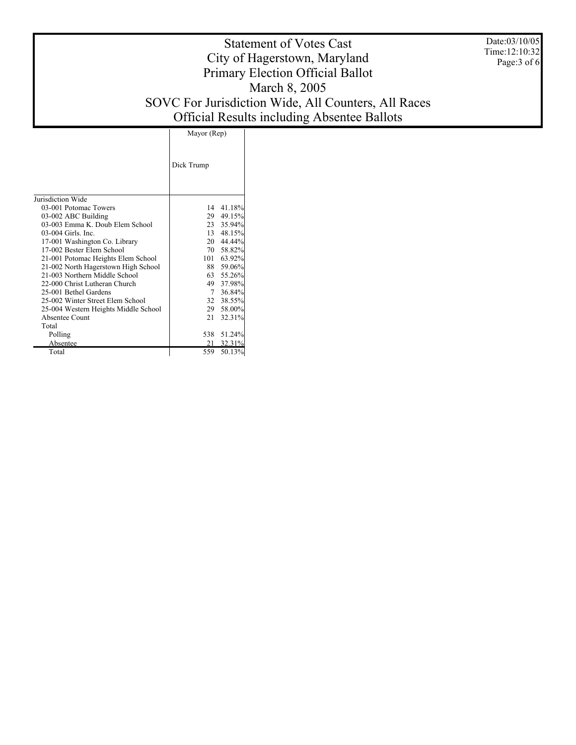# Statement of Votes Cast
# City of Hagerstown, Maryland
# Primary Election Official Ballot
# March 8, 2005
# SOVC For Jurisdiction Wide, All Counters, All Races
# Official Results including Absentee Ballots

Date:03/10/05
Time:12:10:32

| | Mayor (Rep) | |
|---|---|---|
| | Dick Trump | |
| Jurisdiction Wide | | |
| 03-001 Potomac Towers | 14 | 41.18% |
| 03-002 ABC Building | 29 | 49.15% |
| 03-003 Emma K. Doub Elem School | 23 | 35.94% |
| 03-004 Girls. Inc. | 13 | 48.15% |
| 17-001 Washington Co. Library | 20 | 44.44% |
| 17-002 Bester Elem School | 70 | 58.82% |
| 21-001 Potomac Heights Elem School | 101 | 63.92% |
| 21-002 North Hagerstown High School | 88 | 59.06% |
| 21-003 Northern Middle School | 63 | 55.26% |
| 22-000 Christ Lutheran Church | 49 | 37.98% |
| 25-001 Bethel Gardens | 7 | 36.84% |
| 25-002 Winter Street Elem School | 32 | 38.55% |
| 25-004 Western Heights Middle School | 29 | 58.00% |
| Absentee Count | 21 | 32.31% |
| Total | | |
| Polling | 538 | 51.24% |
| Absentee | 21 | 32.31% |
| Total | 559 | 50.13% |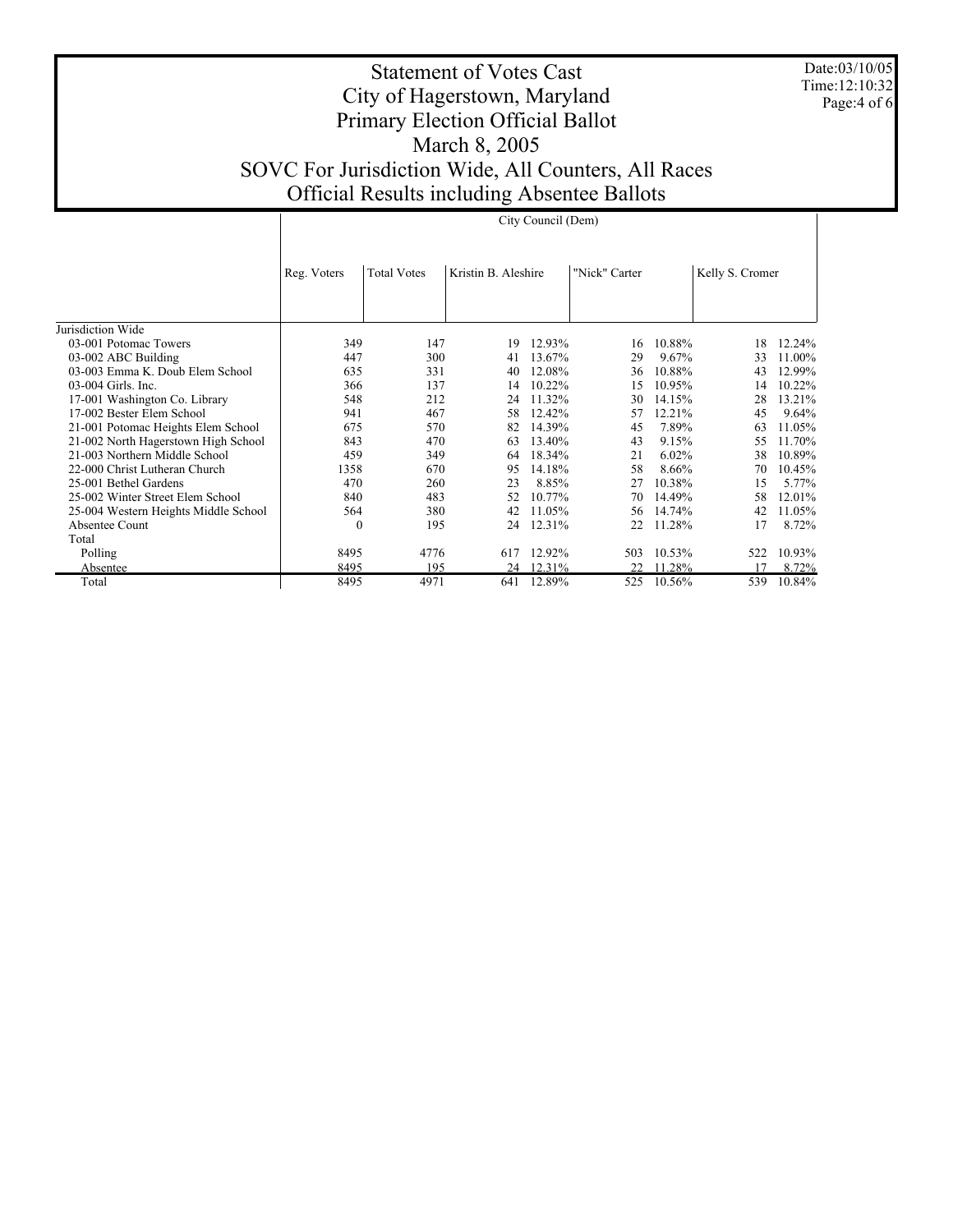# Statement of Votes Cast
# City of Hagerstown, Maryland
# Primary Election Official Ballot
# March 8, 2005
# SOVC For Jurisdiction Wide, All Counters, All Races
# Official Results including Absentee Ballots

Date:03/10/05
Time:12:10:32

| | City Council (Dem) | | | | | | | | |
|---|---|---|---|---|---|---|---|---|---|
| | Reg. Voters | Total Votes | Kristin B. Aleshire | | "Nick" Carter | | Kelly S. Cromer | | |
| Jurisdiction Wide | | | | | | | | | |
| 03-001 Potomac Towers | 349 | 147 | 19 | 12.93% | 16 | 10.88% | 18 | 12.24% | |
| 03-002 ABC Building | 447 | 300 | 41 | 13.67% | 29 | 9.67% | 33 | 11.00% | |
| 03-003 Emma K. Doub Elem School | 635 | 331 | 40 | 12.08% | 36 | 10.88% | 43 | 12.99% | |
| 03-004 Girls. Inc. | 366 | 137 | 14 | 10.22% | 15 | 10.95% | 14 | 10.22% | |
| 17-001 Washington Co. Library | 548 | 212 | 24 | 11.32% | 30 | 14.15% | 28 | 13.21% | |
| 17-002 Bester Elem School | 941 | 467 | 58 | 12.42% | 57 | 12.21% | 45 | 9.64% | |
| 21-001 Potomac Heights Elem School | 675 | 570 | 82 | 14.39% | 45 | 7.89% | 63 | 11.05% | |
| 21-002 North Hagerstown High School | 843 | 470 | 63 | 13.40% | 43 | 9.15% | 55 | 11.70% | |
| 21-003 Northern Middle School | 459 | 349 | 64 | 18.34% | 21 | 6.02% | 38 | 10.89% | |
| 22-000 Christ Lutheran Church | 1358 | 670 | 95 | 14.18% | 58 | 8.66% | 70 | 10.45% | |
| 25-001 Bethel Gardens | 470 | 260 | 23 | 8.85% | 27 | 10.38% | 15 | 5.77% | |
| 25-002 Winter Street Elem School | 840 | 483 | 52 | 10.77% | 70 | 14.49% | 58 | 12.01% | |
| 25-004 Western Heights Middle School | 564 | 380 | 42 | 11.05% | 56 | 14.74% | 42 | 11.05% | |
| Absentee Count | 0 | 195 | 24 | 12.31% | 22 | 11.28% | 17 | 8.72% | |
| Total | | | | | | | | | |
| Polling | 8495 | 4776 | 617 | 12.92% | 503 | 10.53% | 522 | 10.93% | |
| Absentee | 8495 | 195 | 24 | 12.31% | 22 | 11.28% | 17 | 8.72% | |
| Total | 8495 | 4971 | 641 | 12.89% | 525 | 10.56% | 539 | 10.84% | |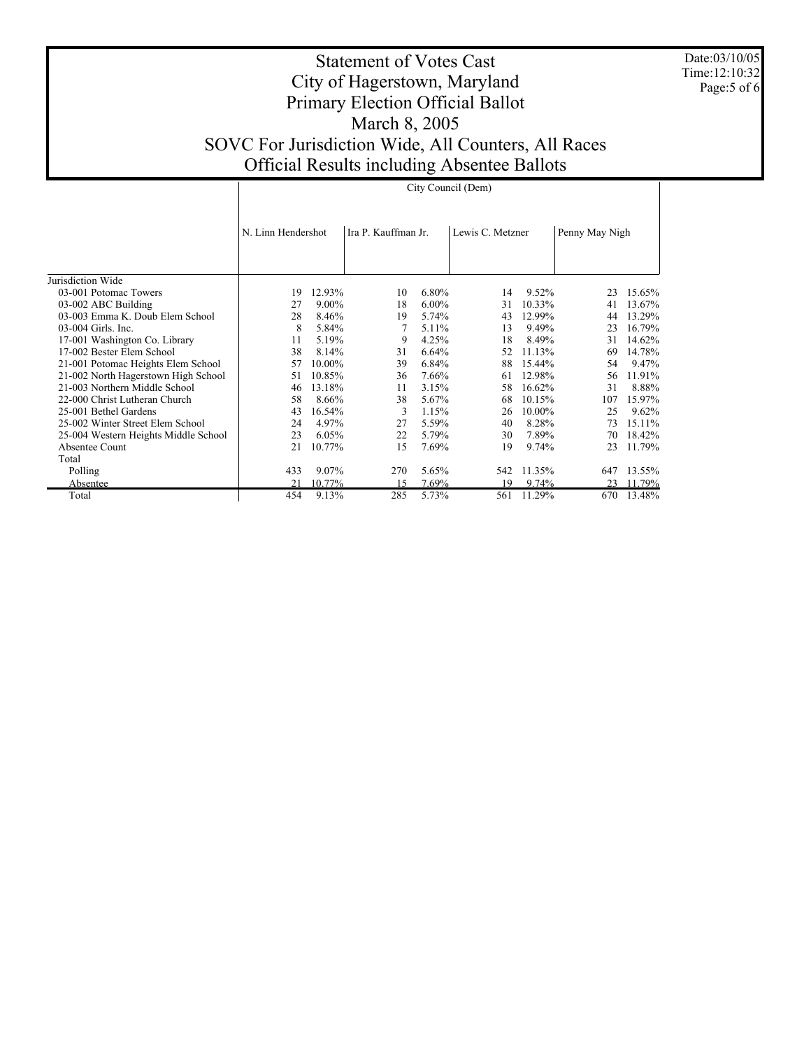# Statement of Votes Cast
# City of Hagerstown, Maryland
# Primary Election Official Ballot
# March 8, 2005
# SOVC For Jurisdiction Wide, All Counters, All Races
# Official Results including Absentee Ballots

Date:03/10/05
Time:12:10:32

| | City Council (Dem) | | | | | | | |
|---|---|---|---|---|---|---|---|---|
| | N. Linn Hendershot | | Ira P. Kauffman Jr. | | Lewis C. Metzner | | Penny May Nigh | |
| Jurisdiction Wide | | | | | | | | |
| 03-001 Potomac Towers | 19 | 12.93% | 10 | 6.80% | 14 | 9.52% | 23 | 15.65% |
| 03-002 ABC Building | 27 | 9.00% | 18 | 6.00% | 31 | 10.33% | 41 | 13.67% |
| 03-003 Emma K. Doub Elem School | 28 | 8.46% | 19 | 5.74% | 43 | 12.99% | 44 | 13.29% |
| 03-004 Girls. Inc. | 8 | 5.84% | 7 | 5.11% | 13 | 9.49% | 23 | 16.79% |
| 17-001 Washington Co. Library | 11 | 5.19% | 9 | 4.25% | 18 | 8.49% | 31 | 14.62% |
| 17-002 Bester Elem School | 38 | 8.14% | 31 | 6.64% | 52 | 11.13% | 69 | 14.78% |
| 21-001 Potomac Heights Elem School | 57 | 10.00% | 39 | 6.84% | 88 | 15.44% | 54 | 9.47% |
| 21-002 North Hagerstown High School | 51 | 10.85% | 36 | 7.66% | 61 | 12.98% | 56 | 11.91% |
| 21-003 Northern Middle School | 46 | 13.18% | 11 | 3.15% | 58 | 16.62% | 31 | 8.88% |
| 22-000 Christ Lutheran Church | 58 | 8.66% | 38 | 5.67% | 68 | 10.15% | 107 | 15.97% |
| 25-001 Bethel Gardens | 43 | 16.54% | 3 | 1.15% | 26 | 10.00% | 25 | 9.62% |
| 25-002 Winter Street Elem School | 24 | 4.97% | 27 | 5.59% | 40 | 8.28% | 73 | 15.11% |
| 25-004 Western Heights Middle School | 23 | 6.05% | 22 | 5.79% | 30 | 7.89% | 70 | 18.42% |
| Absentee Count | 21 | 10.77% | 15 | 7.69% | 19 | 9.74% | 23 | 11.79% |
| Total | | | | | | | | |
| Polling | 433 | 9.07% | 270 | 5.65% | 542 | 11.35% | 647 | 13.55% |
| Absentee | 21 | 10.77% | 15 | 7.69% | 19 | 9.74% | 23 | 11.79% |
| Total | 454 | 9.13% | 285 | 5.73% | 561 | 11.29% | 670 | 13.48% |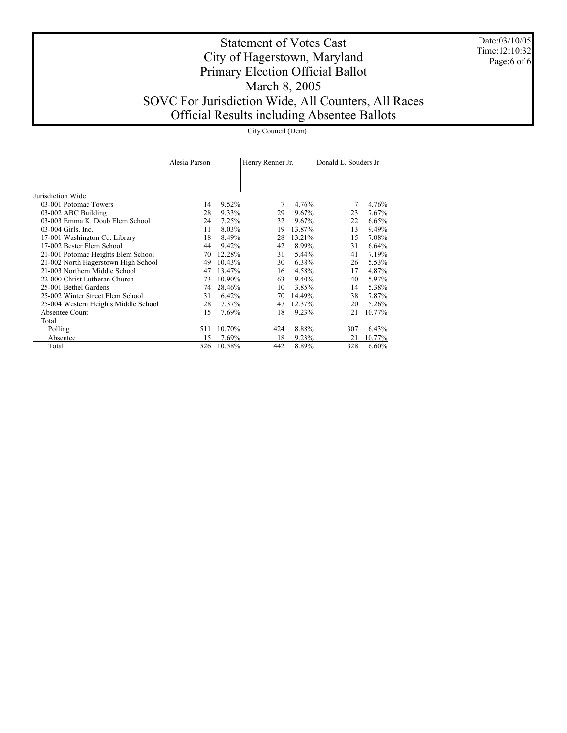# Statement of Votes Cast
# City of Hagerstown, Maryland
# Primary Election Official Ballot
# March 8, 2005
# SOVC For Jurisdiction Wide, All Counters, All Races
# Official Results including Absentee Ballots

Date:03/10/05
Time:12:10:32

| | City Council (Dem) | | | | | |
|---|---|---|---|---|---|---|
| | Alesia Parson | | Henry Renner Jr. | | Donald L. Souders Jr | |
| Jurisdiction Wide | | | | | | |
| 03-001 Potomac Towers | 14 | 9.52% | 7 | 4.76% | 7 | 4.76% |
| 03-002 ABC Building | 28 | 9.33% | 29 | 9.67% | 23 | 7.67% |
| 03-003 Emma K. Doub Elem School | 24 | 7.25% | 32 | 9.67% | 22 | 6.65% |
| 03-004 Girls. Inc. | 11 | 8.03% | 19 | 13.87% | 13 | 9.49% |
| 17-001 Washington Co. Library | 18 | 8.49% | 28 | 13.21% | 15 | 7.08% |
| 17-002 Bester Elem School | 44 | 9.42% | 42 | 8.99% | 31 | 6.64% |
| 21-001 Potomac Heights Elem School | 70 | 12.28% | 31 | 5.44% | 41 | 7.19% |
| 21-002 North Hagerstown High School | 49 | 10.43% | 30 | 6.38% | 26 | 5.53% |
| 21-003 Northern Middle School | 47 | 13.47% | 16 | 4.58% | 17 | 4.87% |
| 22-000 Christ Lutheran Church | 73 | 10.90% | 63 | 9.40% | 40 | 5.97% |
| 25-001 Bethel Gardens | 74 | 28.46% | 10 | 3.85% | 14 | 5.38% |
| 25-002 Winter Street Elem School | 31 | 6.42% | 70 | 14.49% | 38 | 7.87% |
| 25-004 Western Heights Middle School | 28 | 7.37% | 47 | 12.37% | 20 | 5.26% |
| Absentee Count | 15 | 7.69% | 18 | 9.23% | 21 | 10.77% |
| Total | | | | | | |
| Polling | 511 | 10.70% | 424 | 8.88% | 307 | 6.43% |
| Absentee | 15 | 7.69% | 18 | 9.23% | 21 | 10.77% |
| Total | 526 | 10.58% | 442 | 8.89% | 328 | 6.60% |